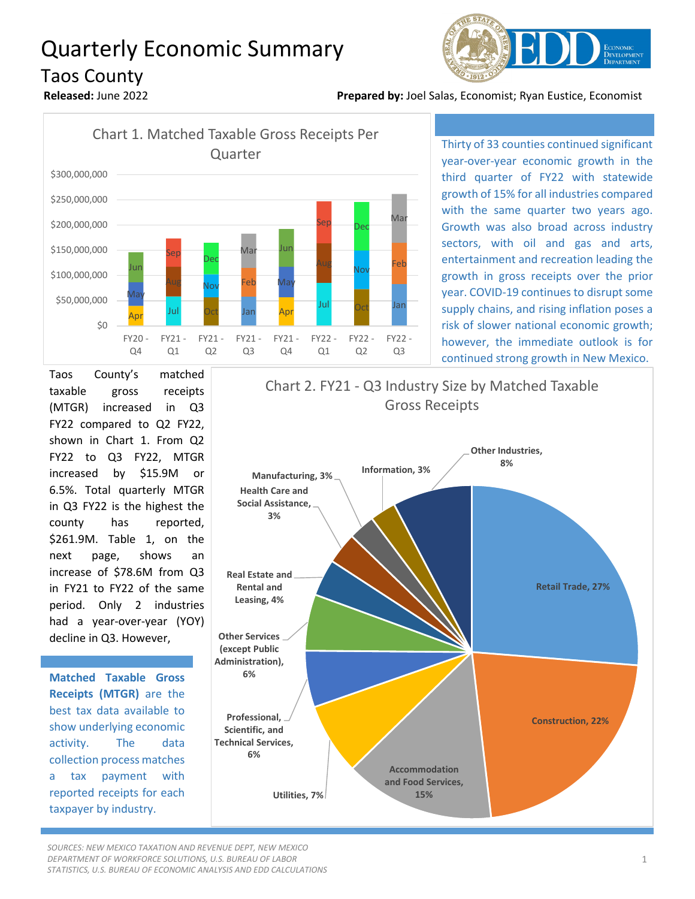# Quarterly Economic Summary

## Taos County

**Released:** June 2022

**Prepared by:** Joel Salas, Economist; Ryan Eustice, Economist

Chart 1. Matched Taxable Gross Receipts Per Quarter

Thirty of 33 counties continued significant year-over-year economic growth in the third quarter of FY22 with statewide growth of 15% for all industries compared with the same quarter two years ago. Growth was also broad across industry sectors, with oil and gas and arts, entertainment and recreation leading the growth in gross receipts over the prior year. COVID-19 continues to disrupt some supply chains, and rising inflation poses a risk of slower national economic growth; however, the immediate outlook is for continued strong growth in New Mexico.

Taos County's matched taxable gross receipts (MTGR) increased in Q3 FY22 compared to Q2 FY22, shown in Chart 1. From Q2 FY22 to Q3 FY22, MTGR increased by $15.9M or 6.5%. Total quarterly MTGR in Q3 FY22 is the highest the county has reported, $261.9M. Table 1, on the next page, shows an increase of $78.6M from Q3 in FY21 to FY22 of the same period. Only 2 industries had a year-over-year (YOY) decline in Q3. However,

**Matched Taxable Gross Receipts (MTGR)** are the best tax data available to show underlying economic activity. The data collection process matches a tax payment with reported receipts for each taxpayer by industry.

Chart 2. FY21 - Q3 Industry Size by Matched Taxable Gross Receipts

*SOURCES: NEW MEXICO TAXATION AND REVENUE DEPT, NEW MEXICO DEPARTMENT OF WORKFORCE SOLUTIONS, U.S. BUREAU OF LABOR STATISTICS, U.S. BUREAU OF ECONOMIC ANALYSIS AND EDD CALCULATIONS*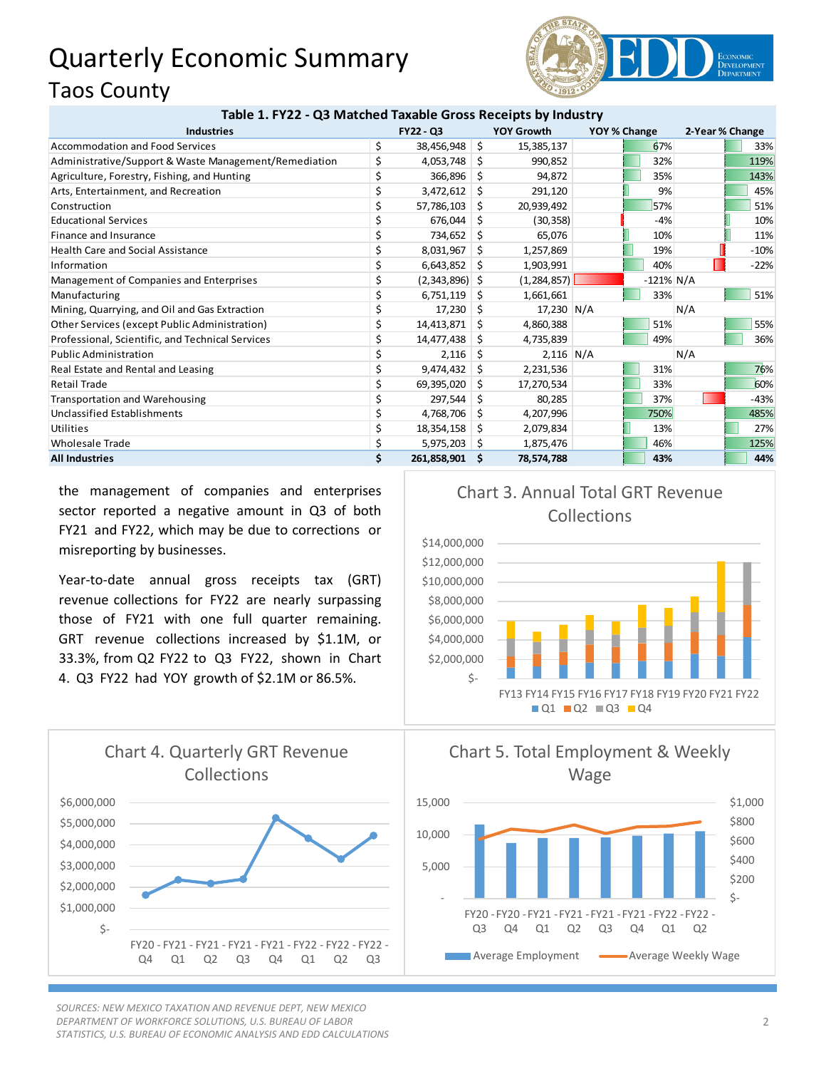# Quarterly Economic Summary

## Taos County

**Table 1. FY22 - Q3 Matched Taxable Gross Receipts by Industry**

| Industries | FY22 - Q3 | YOY Growth | YOY % Change | 2-Year % Change |
|---|---|---|---|---|
| Accommodation and Food Services | $ 38,456,948 | $ 15,385,137 | 67% | 33% |
| Administrative/Support & Waste Management/Remediation | $ 4,053,748 | $ 990,852 | 32% | 119% |
| Agriculture, Forestry, Fishing, and Hunting | $ 366,896 | $ 94,872 | 35% | 143% |
| Arts, Entertainment, and Recreation | $ 3,472,612 | $ 291,120 | 9% | 45% |
| Construction | $ 57,786,103 | $ 20,939,492 | 57% | 51% |
| Educational Services | $ 676,044 | $ (30,358) | -4% | 10% |
| Finance and Insurance | $ 734,652 | $ 65,076 | 10% | 11% |
| Health Care and Social Assistance | $ 8,031,967 | $ 1,257,869 | 19% | -10% |
| Information | $ 6,643,852 | $ 1,903,991 | 40% | -22% |
| Management of Companies and Enterprises | $ (2,343,896) | $ (1,284,857) | -121% | N/A |
| Manufacturing | $ 6,751,119 | $ 1,661,661 | 33% | 51% |
| Mining, Quarrying, and Oil and Gas Extraction | $ 17,230 | $ 17,230 | N/A | N/A |
| Other Services (except Public Administration) | $ 14,413,871 | $ 4,860,388 | 51% | 55% |
| Professional, Scientific, and Technical Services | $ 14,477,438 | $ 4,735,839 | 49% | 36% |
| Public Administration | $ 2,116 | $ 2,116 | N/A | N/A |
| Real Estate and Rental and Leasing | $ 9,474,432 | $ 2,231,536 | 31% | 76% |
| Retail Trade | $ 69,395,020 | $ 17,270,534 | 33% | 60% |
| Transportation and Warehousing | $ 297,544 | $ 80,285 | 37% | -43% |
| Unclassified Establishments | $ 4,768,706 | $ 4,207,996 | 750% | 485% |
| Utilities | $ 18,354,158 | $ 2,079,834 | 13% | 27% |
| Wholesale Trade | $ 5,975,203 | $ 1,875,476 | 46% | 125% |
| **All Industries** | **$ 261,858,901** | **$ 78,574,788** | **43%** | **44%** |

the management of companies and enterprises sector reported a negative amount in Q3 of both FY21 and FY22, which may be due to corrections or misreporting by businesses.

Year-to-date annual gross receipts tax (GRT) revenue collections for FY22 are nearly surpassing those of FY21 with one full quarter remaining. GRT revenue collections increased by $1.1M, or 33.3%, from Q2 FY22 to Q3 FY22, shown in Chart 4. Q3 FY22 had YOY growth of $2.1M or 86.5%.

Chart 3. Annual Total GRT Revenue Collections

Chart 4. Quarterly GRT Revenue Collections

Chart 5. Total Employment & Weekly Wage

*SOURCES: NEW MEXICO TAXATION AND REVENUE DEPT, NEW MEXICO DEPARTMENT OF WORKFORCE SOLUTIONS, U.S. BUREAU OF LABOR STATISTICS, U.S. BUREAU OF ECONOMIC ANALYSIS AND EDD CALCULATIONS*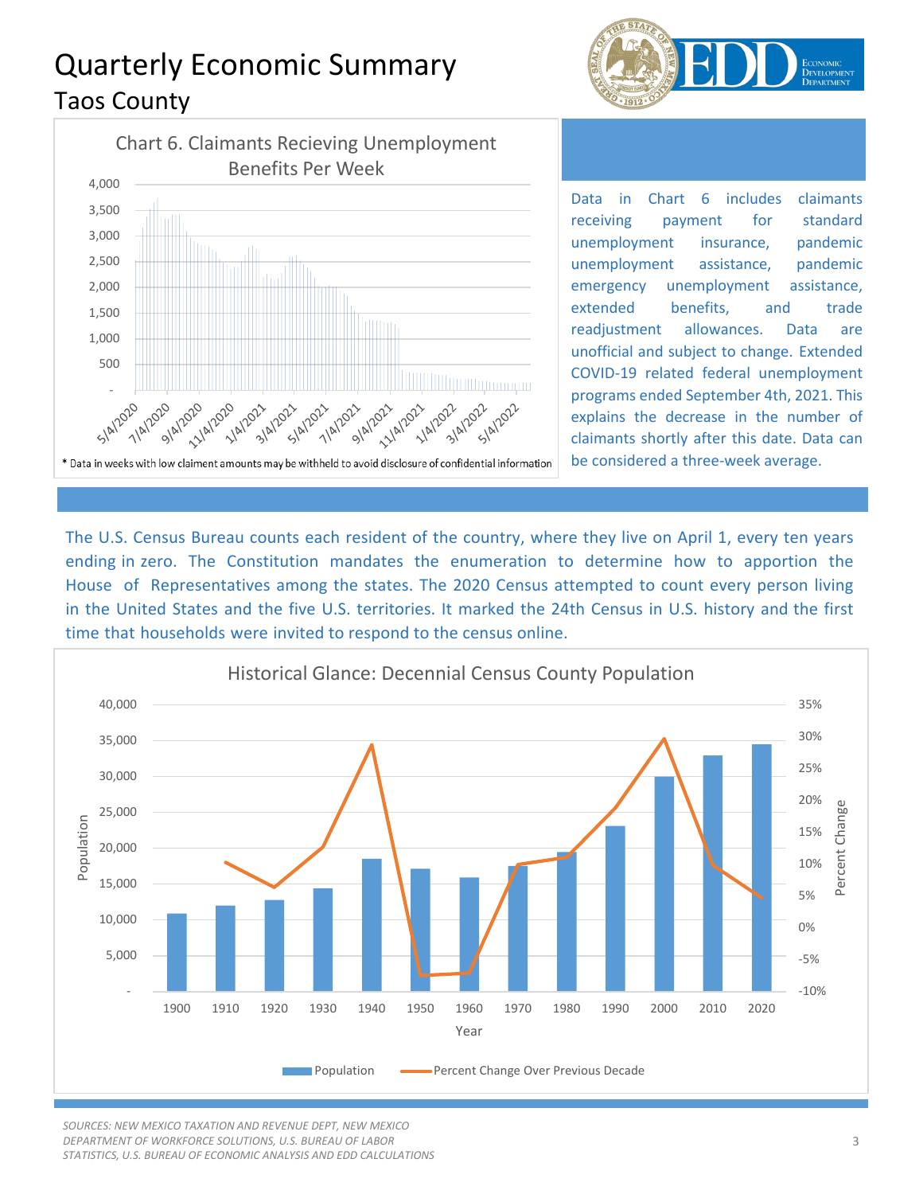# Quarterly Economic Summary

## Taos County

Chart 6. Claimants Recieving Unemployment Benefits Per Week

4,000
3,500
3,000
2,500
2,000
1,500
1,000
500
-

5/4/2020
7/4/2020
9/4/2020
11/4/2020
1/4/2021
3/4/2021
5/4/2021
7/4/2021
9/4/2021
11/4/2021
1/4/2022
3/4/2022
5/4/2022

* Data in weeks with low claiment amounts may be withheld to avoid disclosure of confidential information

Data in Chart 6 includes claimants receiving payment for standard unemployment insurance, pandemic unemployment assistance, pandemic emergency unemployment assistance, extended benefits, and trade readjustment allowances. Data are unofficial and subject to change. Extended COVID-19 related federal unemployment programs ended September 4th, 2021. This explains the decrease in the number of claimants shortly after this date. Data can be considered a three-week average.

The U.S. Census Bureau counts each resident of the country, where they live on April 1, every ten years ending in zero. The Constitution mandates the enumeration to determine how to apportion the House of Representatives among the states. The 2020 Census attempted to count every person living in the United States and the five U.S. territories. It marked the 24th Census in U.S. history and the first time that households were invited to respond to the census online.

Historical Glance: Decennial Census County Population

Population
40,000
35,000
30,000
25,000
20,000
15,000
10,000
5,000
-

Percent Change
35%
30%
25%
20%
15%
10%
5%
0%
-5%
-10%

Year
1900 1910 1920 1930 1940 1950 1960 1970 1980 1990 2000 2010 2020

Population
Percent Change Over Previous Decade

*SOURCES: NEW MEXICO TAXATION AND REVENUE DEPT, NEW MEXICO DEPARTMENT OF WORKFORCE SOLUTIONS, U.S. BUREAU OF LABOR STATISTICS, U.S. BUREAU OF ECONOMIC ANALYSIS AND EDD CALCULATIONS*